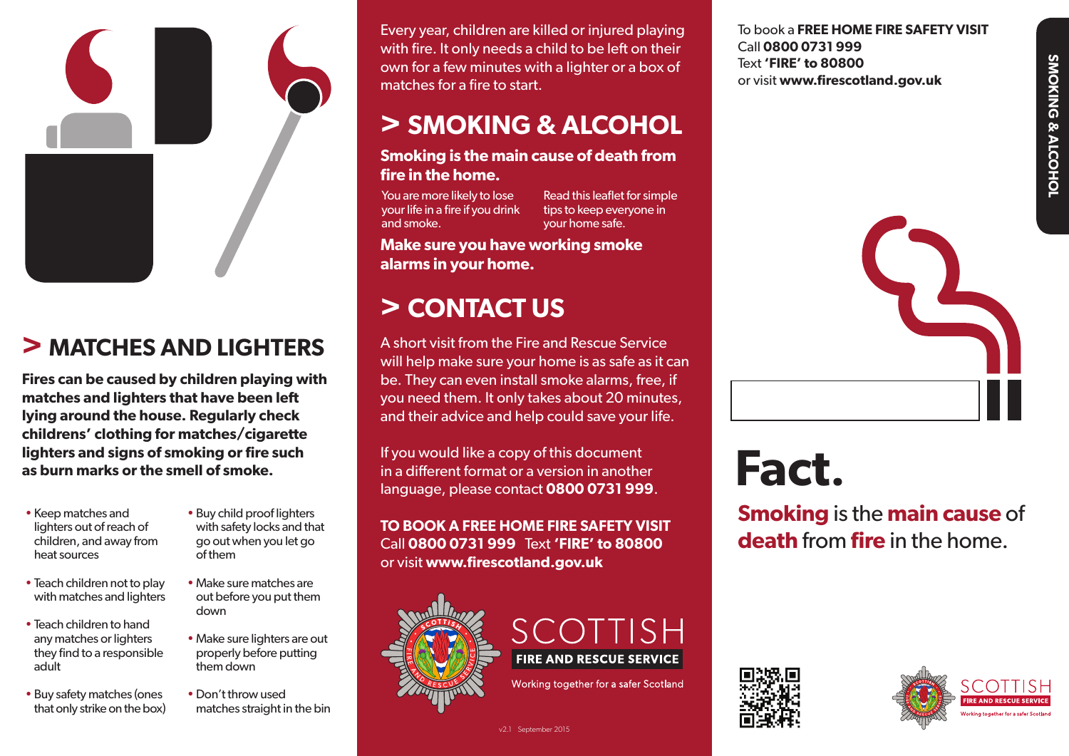## > MATCHES AND LIGHTERS

**Fires can be caused by children playing with matches and lighters that have been left lying around the house. Regularly check childrens' clothing for matches/cigarette lighters and signs of smoking or fire such as burn marks or the smell of smoke.**

- Keep matches and lighters out of reach of children, and away from heat sources
- Teach children not to play with matches and lighters
- Teach children to hand any matches or lighters they find to a responsible adult
- Buy safety matches (ones that only strike on the box)
- Buy child proof lighters with safety locks and that go out when you let go of them
- Make sure matches are out before you put them down
- Make sure lighters are out properly before putting them down
- Don't throw used matches straight in the bin

Every year, children are killed or injured playing with fire. It only needs a child to be left on their own for a few minutes with a lighter or a box of matches for a fire to start.

## > SMOKING & ALCOHOL

**Smoking is the main cause of death from fire in the home.**

You are more likely to lose your life in a fire if you drink and smoke.

Read this leaflet for simple tips to keep everyone in your home safe.

**Make sure you have working smoke alarms in your home.**

## > CONTACT US

A short visit from the Fire and Rescue Service will help make sure your home is as safe as it can be. They can even install smoke alarms, free, if you need them. It only takes about 20 minutes, and their advice and help could save your life.

If you would like a copy of this document in a different format or a version in another language, please contact **0800 0731 999**.

**TO BOOK A FREE HOME FIRE SAFETY VISIT**
Call **0800 0731 999** Text **'FIRE' to 80800**
or visit **www.firescotland.gov.uk**

SCOTTISH
FIRE AND RESCUE SERVICE
Working together for a safer Scotland

v2.1 September 2015

To book a **FREE HOME FIRE SAFETY VISIT**
Call **0800 0731 999**
Text **'FIRE' to 80800**
or visit **www.firescotland.gov.uk**

SMOKING & ALCOHOL

# Fact.

**Smoking** is the **main cause** of **death** from **fire** in the home.

SCOTTISH
FIRE AND RESCUE SERVICE
Working together for a safer Scotland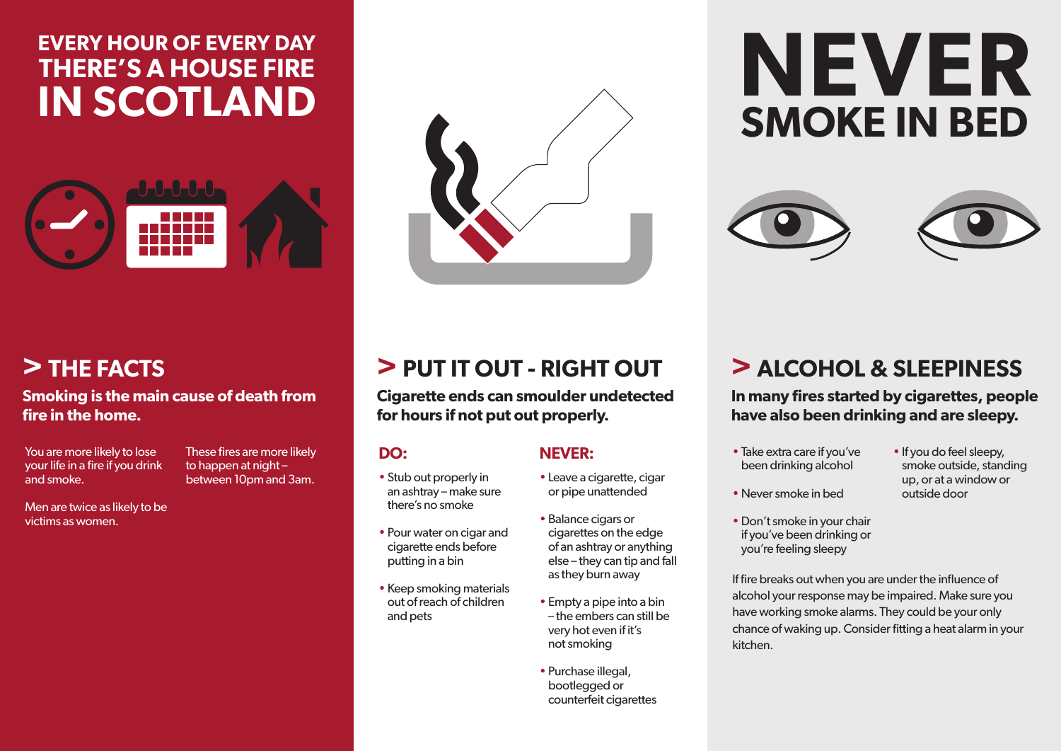# EVERY HOUR OF EVERY DAY THERE'S A HOUSE FIRE IN SCOTLAND

## > THE FACTS

**Smoking is the main cause of death from fire in the home.**

You are more likely to lose your life in a fire if you drink and smoke.

Men are twice as likely to be victims as women.

These fires are more likely to happen at night – between 10pm and 3am.

## > PUT IT OUT - RIGHT OUT

**Cigarette ends can smoulder undetected for hours if not put out properly.**

### DO:

- Stub out properly in an ashtray – make sure there's no smoke
- Pour water on cigar and cigarette ends before putting in a bin
- Keep smoking materials out of reach of children and pets

### NEVER:

- Leave a cigarette, cigar or pipe unattended
- Balance cigars or cigarettes on the edge of an ashtray or anything else – they can tip and fall as they burn away
- Empty a pipe into a bin – the embers can still be very hot even if it's not smoking
- Purchase illegal, bootlegged or counterfeit cigarettes

# NEVER SMOKE IN BED

## > ALCOHOL & SLEEPINESS

**In many fires started by cigarettes, people have also been drinking and are sleepy.**

- Take extra care if you've been drinking alcohol
- Never smoke in bed
- Don't smoke in your chair if you've been drinking or you're feeling sleepy
- If you do feel sleepy, smoke outside, standing up, or at a window or outside door

If fire breaks out when you are under the influence of alcohol your response may be impaired. Make sure you have working smoke alarms. They could be your only chance of waking up. Consider fitting a heat alarm in your kitchen.